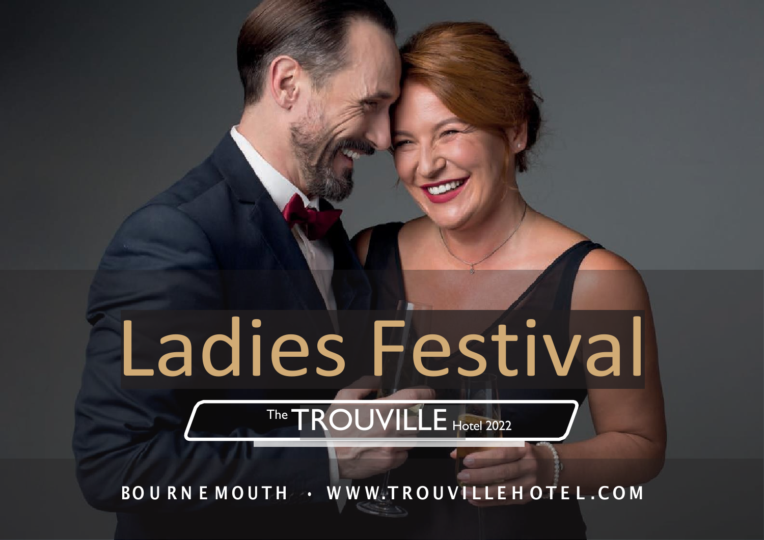# Ladies Festival

The TROUVILLE Hotel 2022

BOURNEMOUTH • WWW.TROUVILLEHOTEL.COM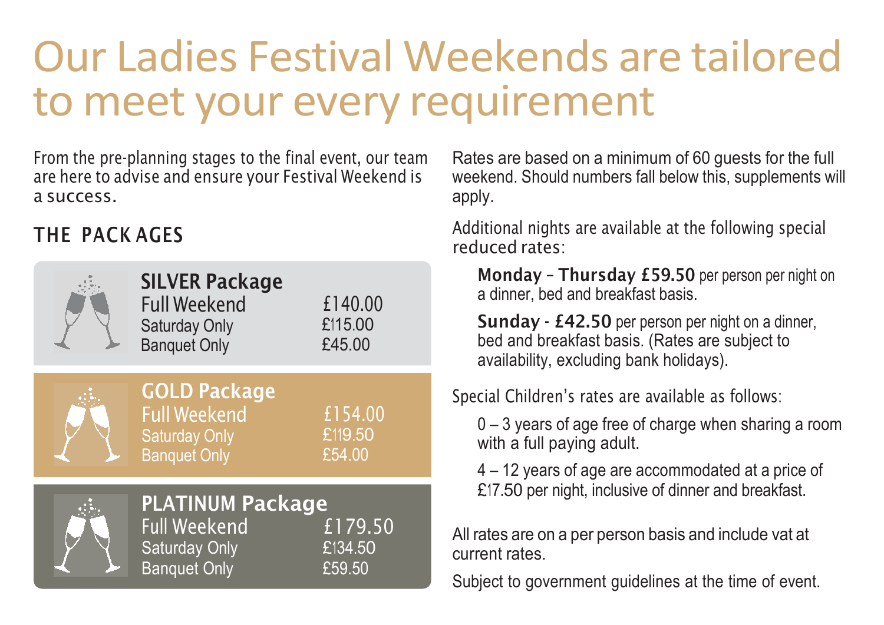# Our Ladies Festival Weekends are tailored to meet your every requirement

From the pre-planning stages to the final event, our team are here to advise and ensure your Festival Weekend is a success.

## THE PACKAGES

| SILVER Package | |
|---|---|
| Full Weekend | £140.00 |
| Saturday Only | £115.00 |
| Banquet Only | £45.00 |

| GOLD Package | |
|---|---|
| Full Weekend | £154.00 |
| Saturday Only | £119.50 |
| Banquet Only | £54.00 |

| PLATINUM Package | |
|---|---|
| Full Weekend | £179.50 |
| Saturday Only | £134.50 |
| Banquet Only | £59.50 |

Rates are based on a minimum of 60 guests for the full weekend. Should numbers fall below this, supplements will apply.

Additional nights are available at the following special reduced rates:

**Monday – Thursday £59.50** per person per night on a dinner, bed and breakfast basis.

**Sunday - £42.50** per person per night on a dinner, bed and breakfast basis. (Rates are subject to availability, excluding bank holidays).

Special Children's rates are available as follows:

0 – 3 years of age free of charge when sharing a room with a full paying adult.

4 – 12 years of age are accommodated at a price of £17.50 per night, inclusive of dinner and breakfast.

All rates are on a per person basis and include vat at current rates.

Subject to government guidelines at the time of event.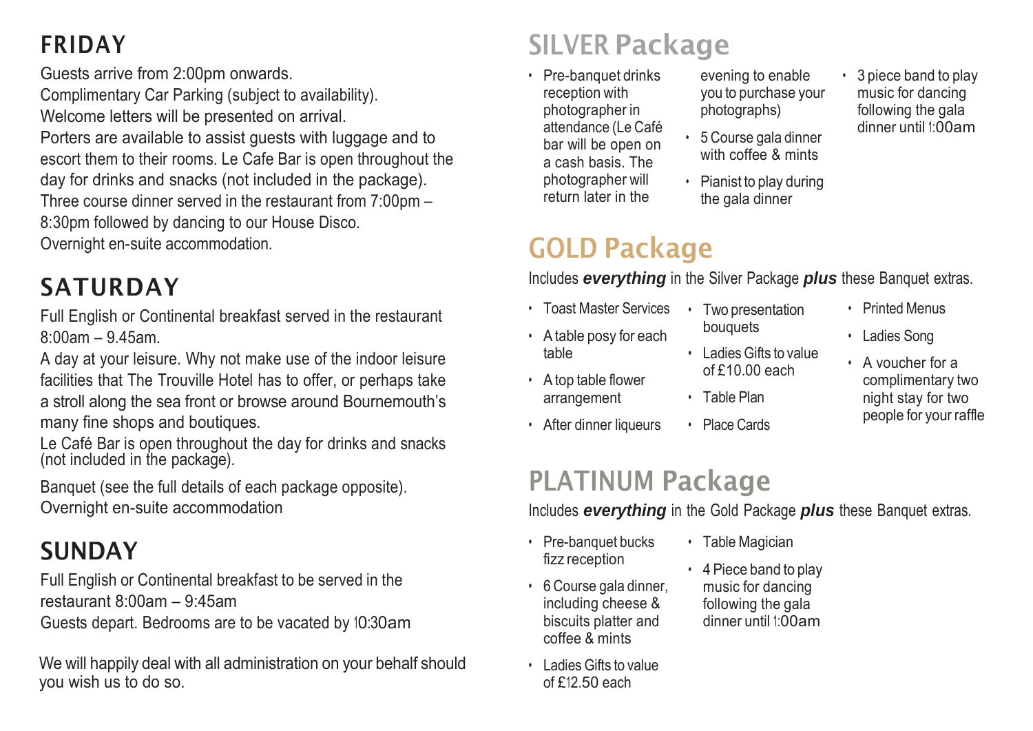## FRIDAY

Guests arrive from 2:00pm onwards.
Complimentary Car Parking (subject to availability).
Welcome letters will be presented on arrival.
Porters are available to assist guests with luggage and to escort them to their rooms. Le Cafe Bar is open throughout the day for drinks and snacks (not included in the package).
Three course dinner served in the restaurant from 7:00pm – 8:30pm followed by dancing to our House Disco.
Overnight en-suite accommodation.

## SATURDAY

Full English or Continental breakfast served in the restaurant 8:00am – 9.45am.

A day at your leisure. Why not make use of the indoor leisure facilities that The Trouville Hotel has to offer, or perhaps take a stroll along the sea front or browse around Bournemouth's many fine shops and boutiques.

Le Café Bar is open throughout the day for drinks and snacks (not included in the package).

Banquet (see the full details of each package opposite).
Overnight en-suite accommodation

## SUNDAY

Full English or Continental breakfast to be served in the restaurant 8:00am – 9:45am
Guests depart. Bedrooms are to be vacated by 10:30am

We will happily deal with all administration on your behalf should you wish us to do so.

# SILVER Package

- Pre-banquet drinks reception with photographer in attendance (Le Café bar will be open on a cash basis. The photographer will return later in the evening to enable you to purchase your photographs)
- 5 Course gala dinner with coffee & mints
- Pianist to play during the gala dinner
- 3 piece band to play music for dancing following the gala dinner until 1:00am

# GOLD Package

Includes ***everything*** in the Silver Package ***plus*** these Banquet extras.

- Toast Master Services
- A table posy for each table
- A top table flower arrangement
- After dinner liqueurs
- Two presentation bouquets
- Ladies Gifts to value of £10.00 each
- Table Plan
- Place Cards
- Printed Menus
- Ladies Song
- A voucher for a complimentary two night stay for two people for your raffle

# PLATINUM Package

Includes ***everything*** in the Gold Package ***plus*** these Banquet extras.

- Pre-banquet bucks fizz reception
- 6 Course gala dinner, including cheese & biscuits platter and coffee & mints
- Ladies Gifts to value of £12.50 each
- Table Magician
- 4 Piece band to play music for dancing following the gala dinner until 1:00am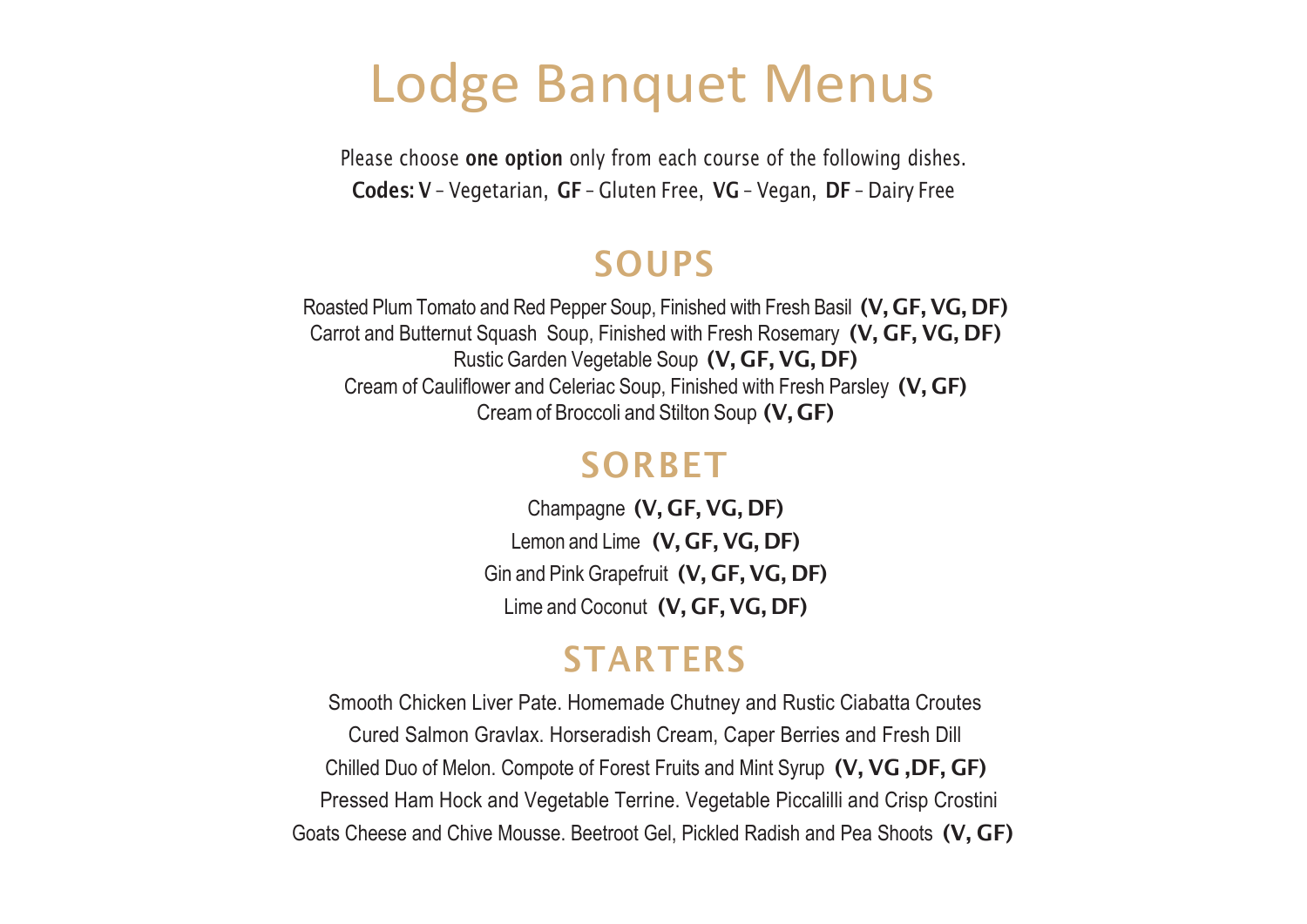# Lodge Banquet Menus

Please choose **one option** only from each course of the following dishes.

**Codes: V** – Vegetarian, **GF** – Gluten Free, **VG** – Vegan, **DF** – Dairy Free

## SOUPS

Roasted Plum Tomato and Red Pepper Soup, Finished with Fresh Basil **(V, GF, VG, DF)**

Carrot and Butternut Squash Soup, Finished with Fresh Rosemary **(V, GF, VG, DF)**

Rustic Garden Vegetable Soup **(V, GF, VG, DF)**

Cream of Cauliflower and Celeriac Soup, Finished with Fresh Parsley **(V, GF)**

Cream of Broccoli and Stilton Soup **(V, GF)**

## SORBET

Champagne **(V, GF, VG, DF)**

Lemon and Lime **(V, GF, VG, DF)**

Gin and Pink Grapefruit **(V, GF, VG, DF)**

Lime and Coconut **(V, GF, VG, DF)**

## STARTERS

Smooth Chicken Liver Pate. Homemade Chutney and Rustic Ciabatta Croutes

Cured Salmon Gravlax. Horseradish Cream, Caper Berries and Fresh Dill

Chilled Duo of Melon. Compote of Forest Fruits and Mint Syrup **(V, VG ,DF, GF)**

Pressed Ham Hock and Vegetable Terrine. Vegetable Piccalilli and Crisp Crostini

Goats Cheese and Chive Mousse. Beetroot Gel, Pickled Radish and Pea Shoots **(V, GF)**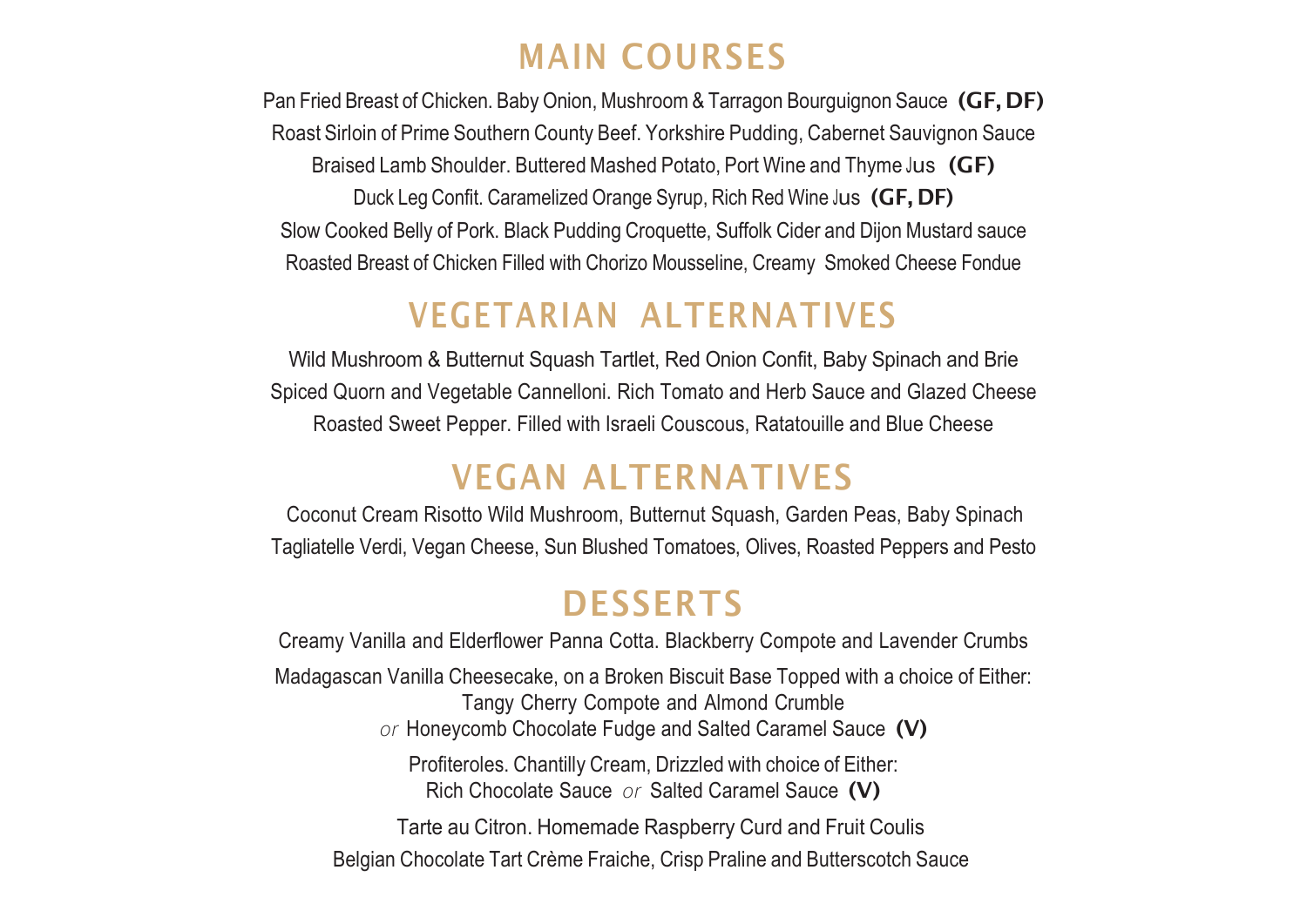## MAIN COURSES

Pan Fried Breast of Chicken. Baby Onion, Mushroom & Tarragon Bourguignon Sauce **(GF, DF)**

Roast Sirloin of Prime Southern County Beef. Yorkshire Pudding, Cabernet Sauvignon Sauce

Braised Lamb Shoulder. Buttered Mashed Potato, Port Wine and Thyme Jus **(GF)**

Duck Leg Confit. Caramelized Orange Syrup, Rich Red Wine Jus **(GF, DF)**

Slow Cooked Belly of Pork. Black Pudding Croquette, Suffolk Cider and Dijon Mustard sauce

Roasted Breast of Chicken Filled with Chorizo Mousseline, Creamy Smoked Cheese Fondue

## VEGETARIAN ALTERNATIVES

Wild Mushroom & Butternut Squash Tartlet, Red Onion Confit, Baby Spinach and Brie

Spiced Quorn and Vegetable Cannelloni. Rich Tomato and Herb Sauce and Glazed Cheese

Roasted Sweet Pepper. Filled with Israeli Couscous, Ratatouille and Blue Cheese

## VEGAN ALTERNATIVES

Coconut Cream Risotto Wild Mushroom, Butternut Squash, Garden Peas, Baby Spinach

Tagliatelle Verdi, Vegan Cheese, Sun Blushed Tomatoes, Olives, Roasted Peppers and Pesto

## DESSERTS

Creamy Vanilla and Elderflower Panna Cotta. Blackberry Compote and Lavender Crumbs

Madagascan Vanilla Cheesecake, on a Broken Biscuit Base Topped with a choice of Either:
Tangy Cherry Compote and Almond Crumble
*or* Honeycomb Chocolate Fudge and Salted Caramel Sauce **(V)**

Profiteroles. Chantilly Cream, Drizzled with choice of Either:
Rich Chocolate Sauce *or* Salted Caramel Sauce **(V)**

Tarte au Citron. Homemade Raspberry Curd and Fruit Coulis

Belgian Chocolate Tart Crème Fraiche, Crisp Praline and Butterscotch Sauce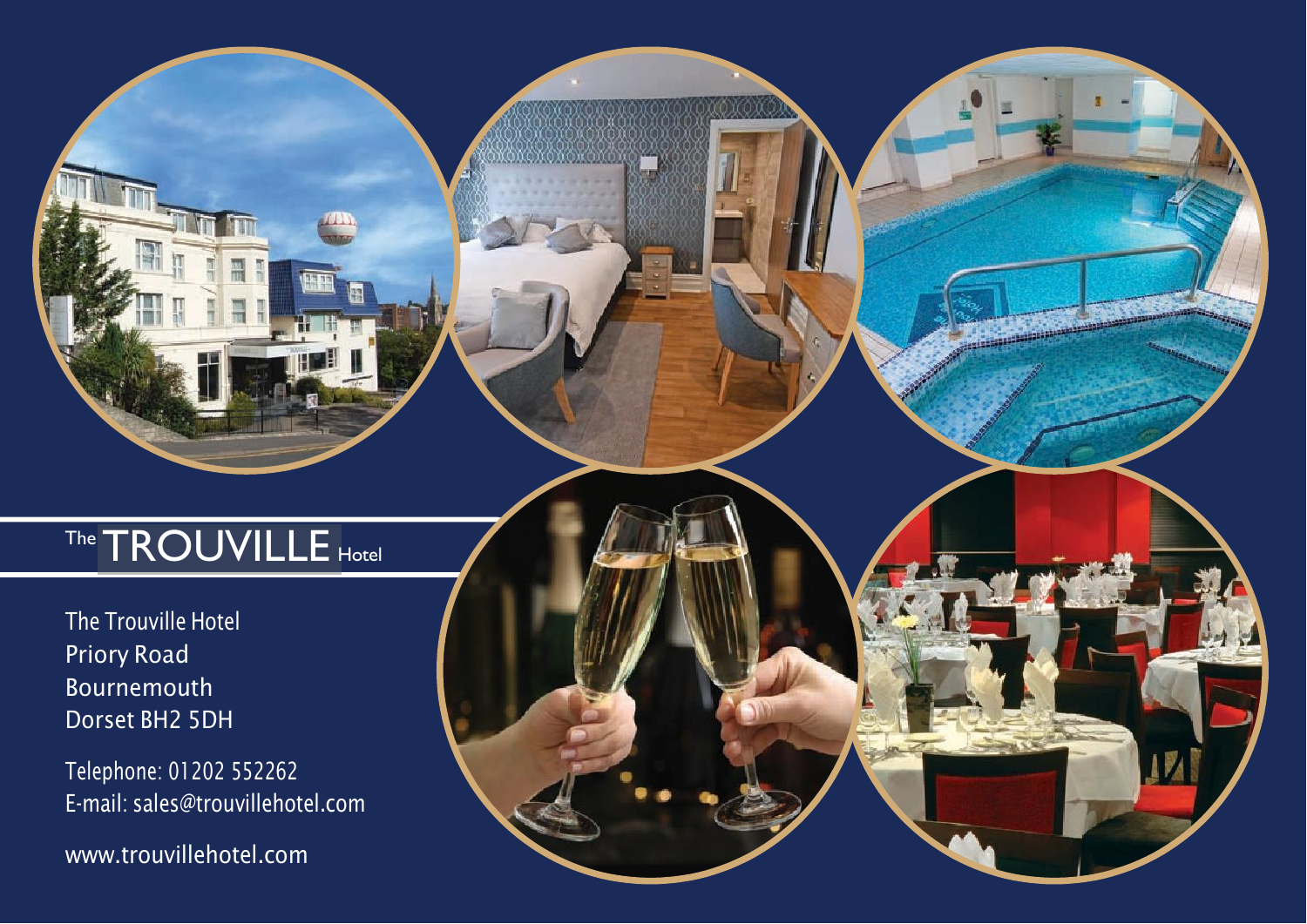# The TROUVILLE Hotel

The Trouville Hotel
Priory Road
Bournemouth
Dorset BH2 5DH

Telephone: 01202 552262
E-mail: sales@trouvillehotel.com

www.trouvillehotel.com